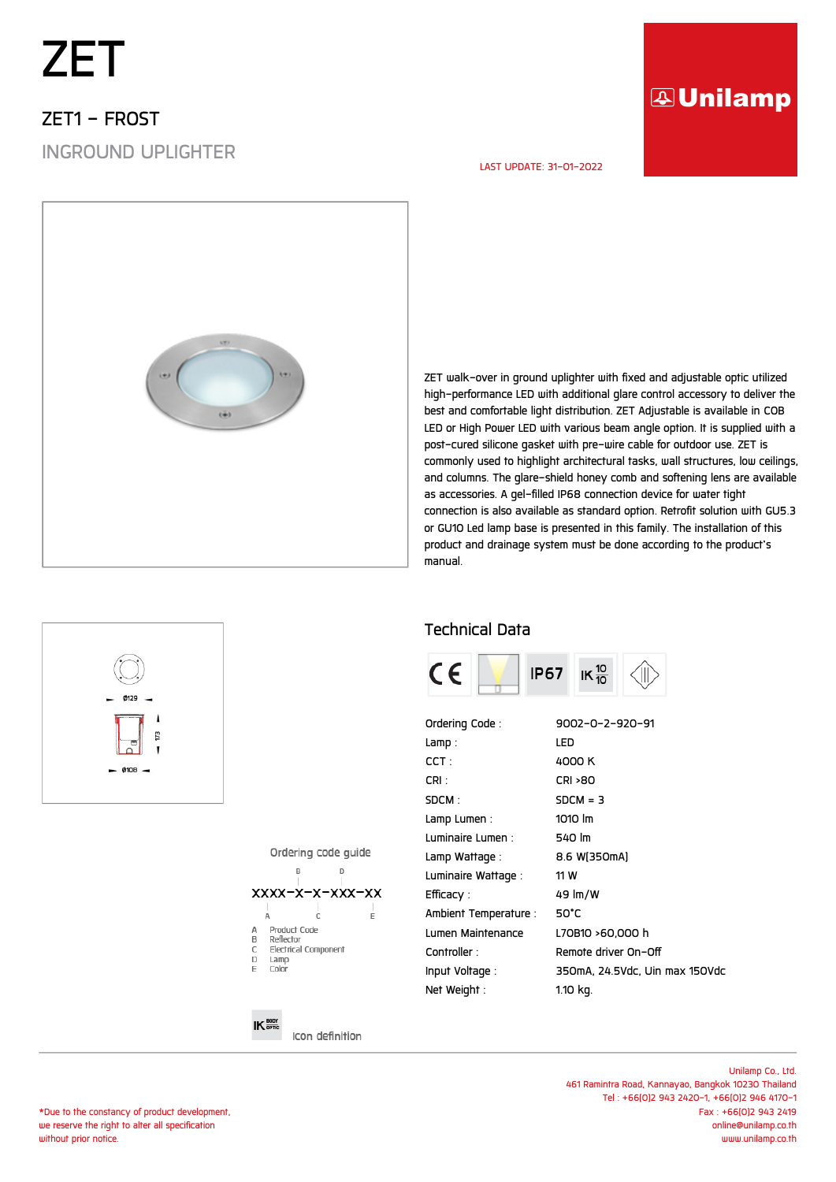# ZET

## ZET1 – FROST

### INGROUND UPLIGHTER

LAST UPDATE: 31-01-2022

Unilamp

ZET walk-over in ground uplighter with fixed and adjustable optic utilized high-performance LED with additional glare control accessory to deliver the best and comfortable light distribution. ZET Adjustable is available in COB LED or High Power LED with various beam angle option. It is supplied with a post-cured silicone gasket with pre-wire cable for outdoor use. ZET is commonly used to highlight architectural tasks, wall structures, low ceilings, and columns. The glare-shield honey comb and softening lens are available as accessories. A gel-filled IP68 connection device for water tight connection is also available as standard option. Retrofit solution with GU5.3 or GU10 Led lamp base is presented in this family. The installation of this product and drainage system must be done according to the product's manual.

Ø129

173

Ø108

## Technical Data

CE | IP67 | IK 10/10

| | |
|---|---|
| Ordering Code : | 9002-0-2-920-91 |
| Lamp : | LED |
| CCT : | 4000 K |
| CRI : | CRI >80 |
| SDCM : | SDCM = 3 |
| Lamp Lumen : | 1010 lm |
| Luminaire Lumen : | 540 lm |
| Lamp Wattage : | 8.6 W(350mA) |
| Luminaire Wattage : | 11 W |
| Efficacy : | 49 lm/W |
| Ambient Temperature : | 50°C |
| Lumen Maintenance | L70B10 >60,000 h |
| Controller : | Remote driver On-Off |
| Input Voltage : | 350mA, 24.5Vdc, Uin max 150Vdc |
| Net Weight : | 1.10 kg. |

Ordering code guide

XXXX-X-X-XXX-XX

A Product Code
B Reflector
C Electrical Component
D Lamp
E Color

IK BODY OPTIC — Icon definition

*Due to the constancy of product development, we reserve the right to alter all specification without prior notice.

Unilamp Co., Ltd.
461 Ramintra Road, Kannayao, Bangkok 10230 Thailand
Tel : +66(0)2 943 2420-1, +66(0)2 946 4170-1
Fax : +66(0)2 943 2419
online@unilamp.co.th
www.unilamp.co.th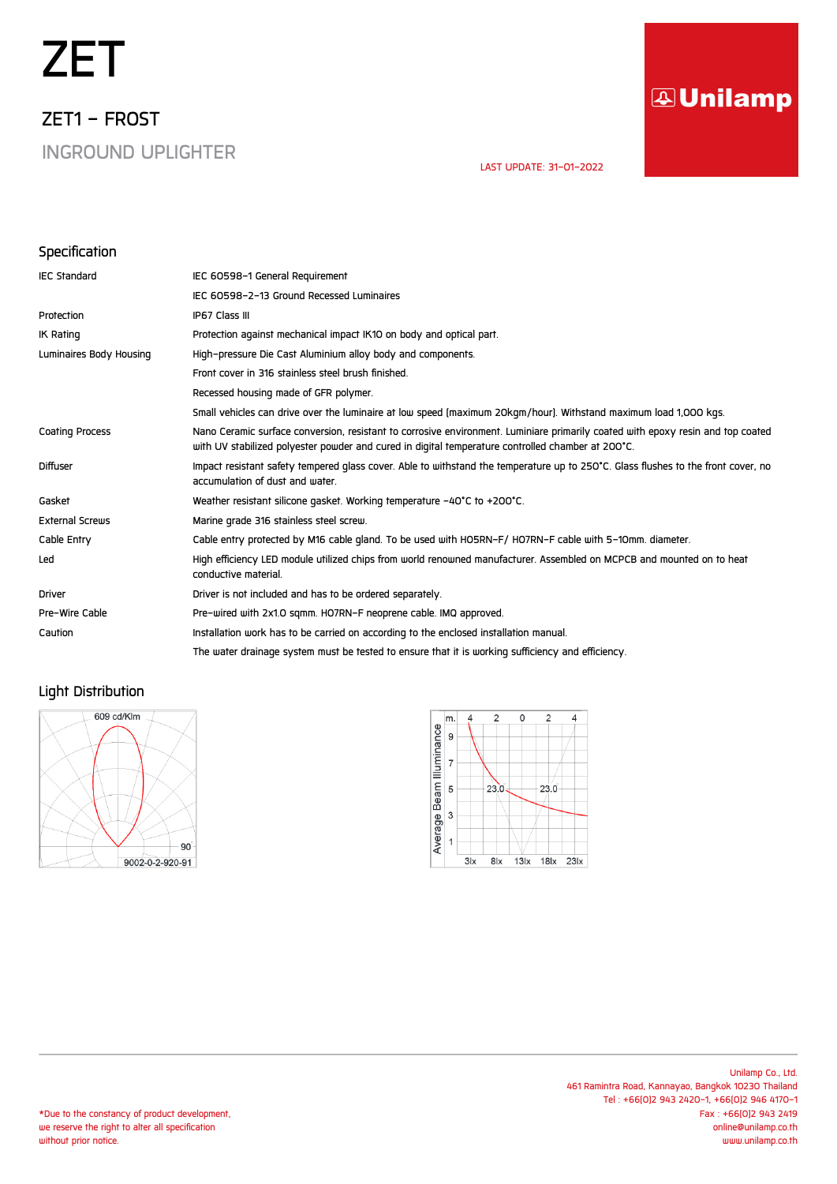# ZET

## ZET1 – FROST

INGROUND UPLIGHTER

LAST UPDATE: 31-01-2022

### Specification

| | |
|---|---|
| IEC Standard | IEC 60598-1 General Requirement |
| | IEC 60598-2-13 Ground Recessed Luminaires |
| Protection | IP67 Class III |
| IK Rating | Protection against mechanical impact IK10 on body and optical part. |
| Luminaires Body Housing | High-pressure Die Cast Aluminium alloy body and components. |
| | Front cover in 316 stainless steel brush finished. |
| | Recessed housing made of GFR polymer. |
| | Small vehicles can drive over the luminaire at low speed (maximum 20kgm/hour). Withstand maximum load 1,000 kgs. |
| Coating Process | Nano Ceramic surface conversion, resistant to corrosive environment. Luminiare primarily coated with epoxy resin and top coated with UV stabilized polyester powder and cured in digital temperature controlled chamber at 200°C. |
| Diffuser | Impact resistant safety tempered glass cover. Able to withstand the temperature up to 250°C. Glass flushes to the front cover, no accumulation of dust and water. |
| Gasket | Weather resistant silicone gasket. Working temperature -40°C to +200°C. |
| External Screws | Marine grade 316 stainless steel screw. |
| Cable Entry | Cable entry protected by M16 cable gland. To be used with H05RN-F/ H07RN-F cable with 5-10mm. diameter. |
| Led | High efficiency LED module utilized chips from world renowned manufacturer. Assembled on MCPCB and mounted on to heat conductive material. |
| Driver | Driver is not included and has to be ordered separately. |
| Pre-Wire Cable | Pre-wired with 2x1.0 sqmm. H07RN-F neoprene cable. IMQ approved. |
| Caution | Installation work has to be carried on according to the enclosed installation manual. |
| | The water drainage system must be tested to ensure that it is working sufficiency and efficiency. |

### Light Distribution

609 cd/Klm

90

9002-0-2-920-91

Average Beam Illuminance

m. 4 2 0 2 4

9, 7, 5, 3, 1

23.0 23.0

3lx 8lx 13lx 18lx 23lx

Unilamp Co., Ltd.
461 Ramintra Road, Kannayao, Bangkok 10230 Thailand
Tel : +66(0)2 943 2420-1, +66(0)2 946 4170-1
Fax : +66(0)2 943 2419
online@unilamp.co.th
www.unilamp.co.th

*Due to the constancy of product development, we reserve the right to alter all specification without prior notice.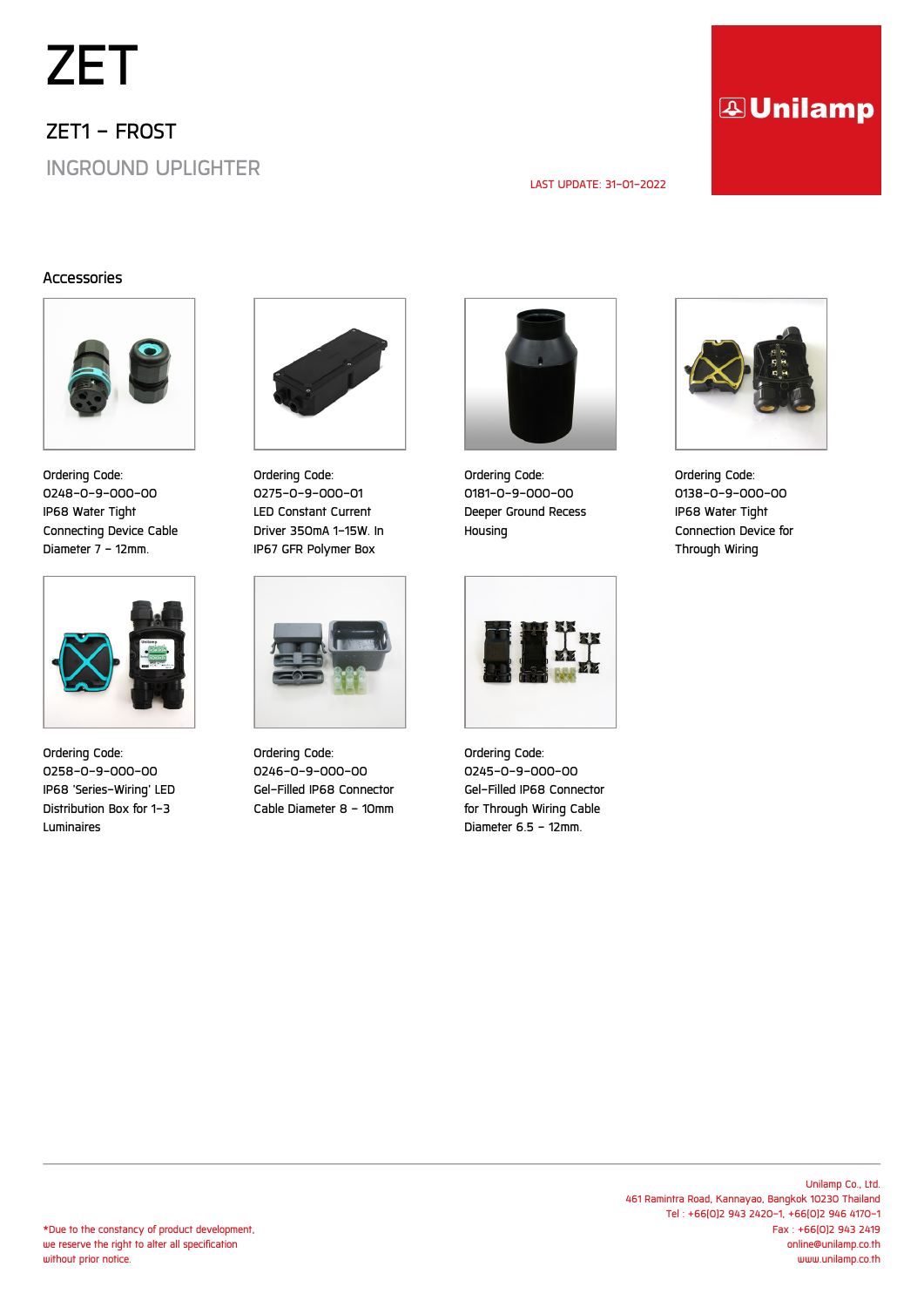# ZET

ZET1 – FROST

INGROUND UPLIGHTER

LAST UPDATE: 31-01-2022

Unilamp

## Accessories

Ordering Code:
0248-0-9-000-00
IP68 Water Tight
Connecting Device Cable
Diameter 7 – 12mm.

Ordering Code:
0275-0-9-000-01
LED Constant Current
Driver 350mA 1-15W. In
IP67 GFR Polymer Box

Ordering Code:
0181-0-9-000-00
Deeper Ground Recess
Housing

Ordering Code:
0138-0-9-000-00
IP68 Water Tight
Connection Device for
Through Wiring

Ordering Code:
0258-0-9-000-00
IP68 'Series-Wiring' LED
Distribution Box for 1-3
Luminaires

Ordering Code:
0246-0-9-000-00
Gel-Filled IP68 Connector
Cable Diameter 8 – 10mm

Ordering Code:
0245-0-9-000-00
Gel-Filled IP68 Connector
for Through Wiring Cable
Diameter 6.5 – 12mm.

*Due to the constancy of product development,
we reserve the right to alter all specification
without prior notice.

Unilamp Co., Ltd.
461 Ramintra Road, Kannayao, Bangkok 10230 Thailand
Tel : +66(0)2 943 2420-1, +66(0)2 946 4170-1
Fax : +66(0)2 943 2419
online@unilamp.co.th
www.unilamp.co.th